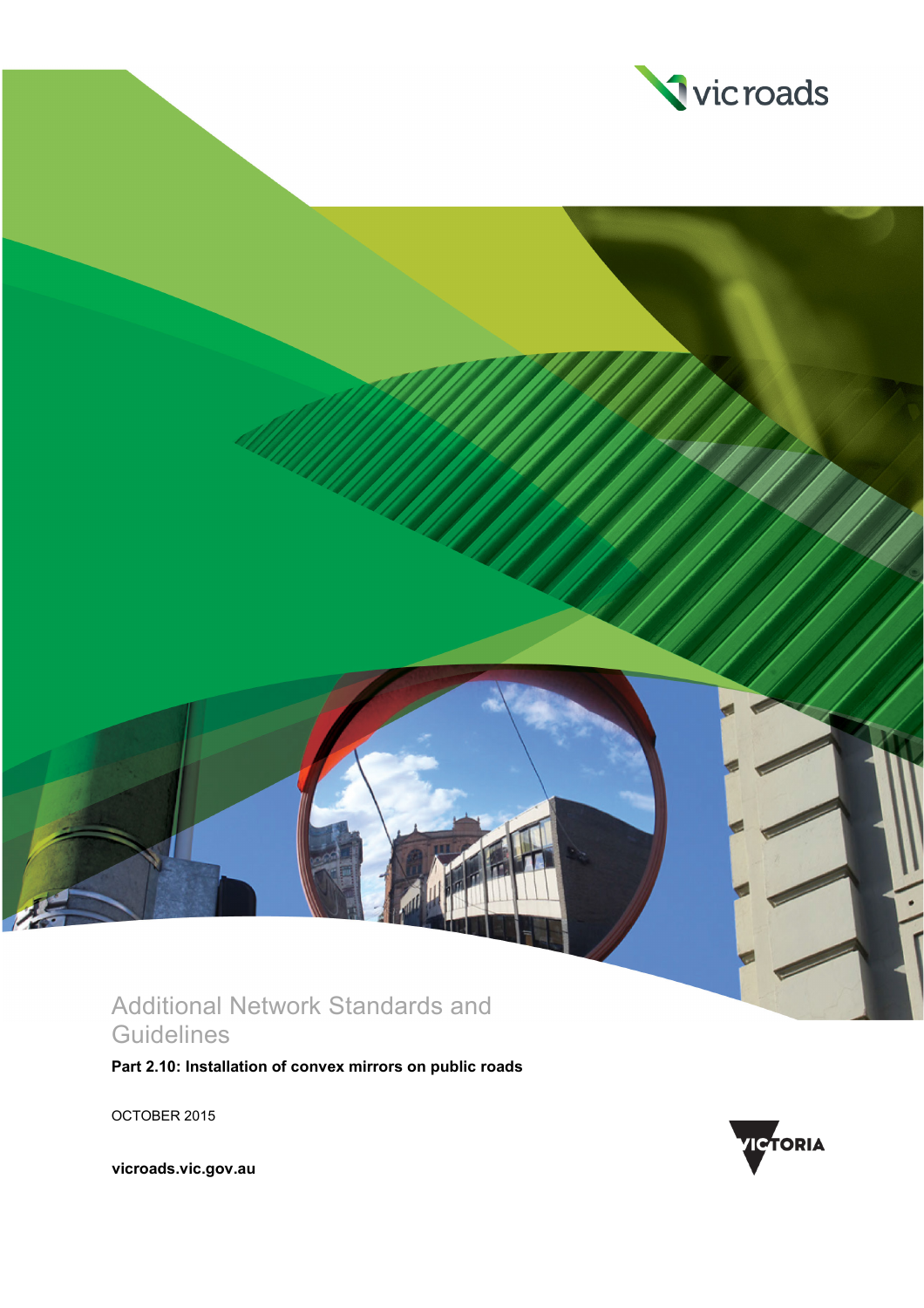# Additional Network Standards and Guidelines

**Part 2.10: Installation of convex mirrors on public roads**

OCTOBER 2015

**vicroads.vic.gov.au**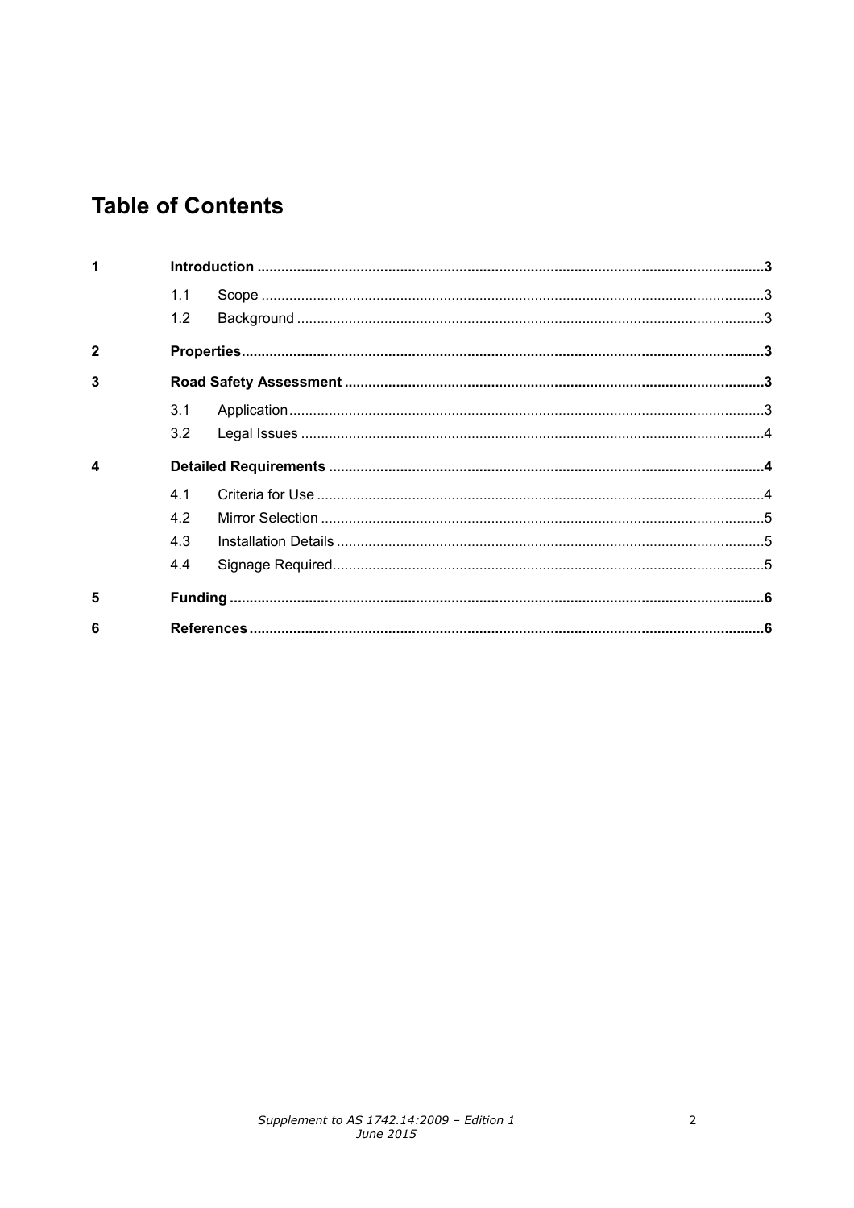# Table of Contents

- **1 Introduction** ..... 3
  - 1.1 Scope ..... 3
  - 1.2 Background ..... 3
- **2 Properties** ..... 3
- **3 Road Safety Assessment** ..... 3
  - 3.1 Application ..... 3
  - 3.2 Legal Issues ..... 4
- **4 Detailed Requirements** ..... 4
  - 4.1 Criteria for Use ..... 4
  - 4.2 Mirror Selection ..... 5
  - 4.3 Installation Details ..... 5
  - 4.4 Signage Required ..... 5
- **5 Funding** ..... 6
- **6 References** ..... 6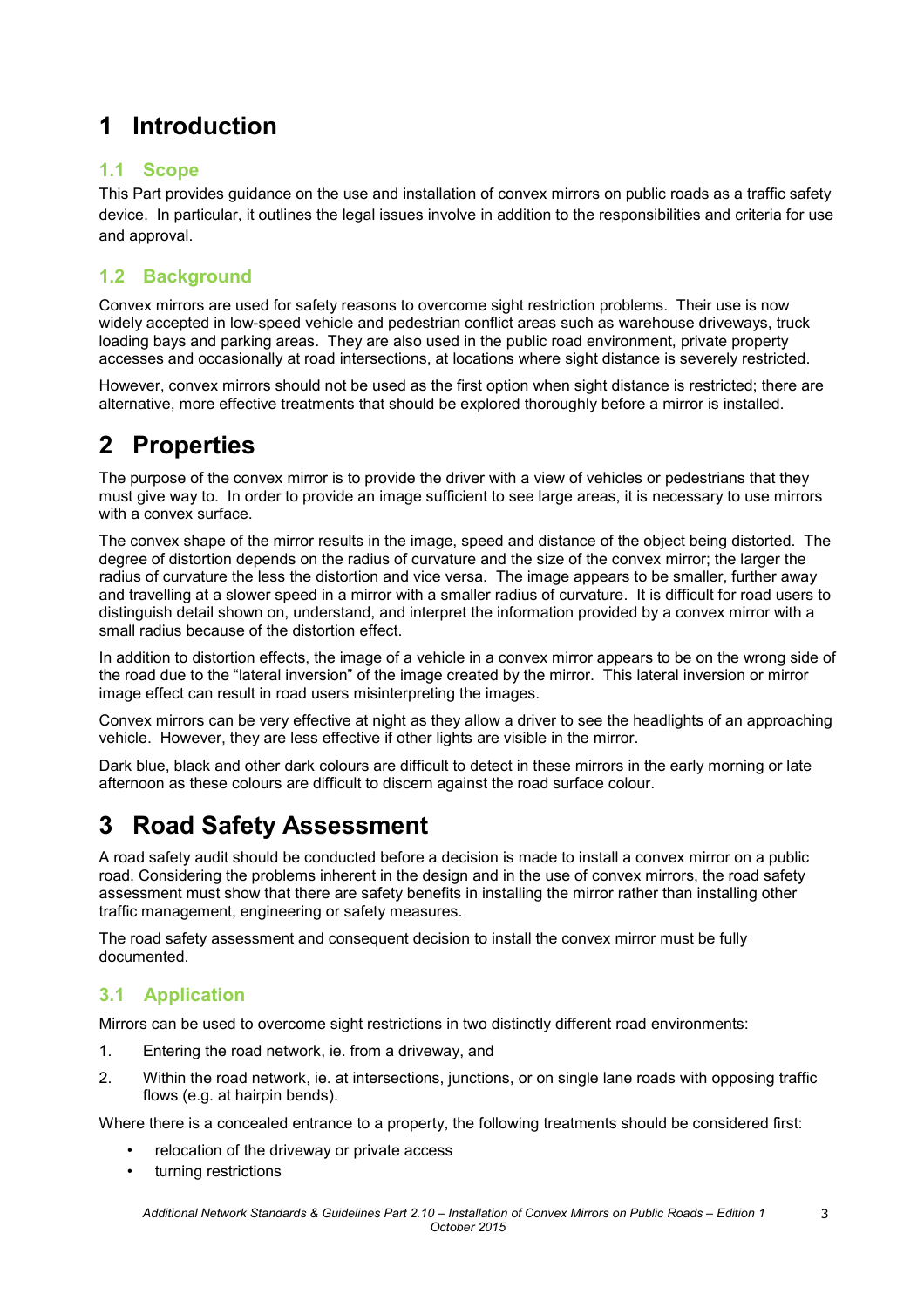# 1 Introduction

## 1.1 Scope

This Part provides guidance on the use and installation of convex mirrors on public roads as a traffic safety device. In particular, it outlines the legal issues involve in addition to the responsibilities and criteria for use and approval.

## 1.2 Background

Convex mirrors are used for safety reasons to overcome sight restriction problems. Their use is now widely accepted in low-speed vehicle and pedestrian conflict areas such as warehouse driveways, truck loading bays and parking areas. They are also used in the public road environment, private property accesses and occasionally at road intersections, at locations where sight distance is severely restricted.

However, convex mirrors should not be used as the first option when sight distance is restricted; there are alternative, more effective treatments that should be explored thoroughly before a mirror is installed.

# 2 Properties

The purpose of the convex mirror is to provide the driver with a view of vehicles or pedestrians that they must give way to. In order to provide an image sufficient to see large areas, it is necessary to use mirrors with a convex surface.

The convex shape of the mirror results in the image, speed and distance of the object being distorted. The degree of distortion depends on the radius of curvature and the size of the convex mirror; the larger the radius of curvature the less the distortion and vice versa. The image appears to be smaller, further away and travelling at a slower speed in a mirror with a smaller radius of curvature. It is difficult for road users to distinguish detail shown on, understand, and interpret the information provided by a convex mirror with a small radius because of the distortion effect.

In addition to distortion effects, the image of a vehicle in a convex mirror appears to be on the wrong side of the road due to the "lateral inversion" of the image created by the mirror. This lateral inversion or mirror image effect can result in road users misinterpreting the images.

Convex mirrors can be very effective at night as they allow a driver to see the headlights of an approaching vehicle. However, they are less effective if other lights are visible in the mirror.

Dark blue, black and other dark colours are difficult to detect in these mirrors in the early morning or late afternoon as these colours are difficult to discern against the road surface colour.

# 3 Road Safety Assessment

A road safety audit should be conducted before a decision is made to install a convex mirror on a public road. Considering the problems inherent in the design and in the use of convex mirrors, the road safety assessment must show that there are safety benefits in installing the mirror rather than installing other traffic management, engineering or safety measures.

The road safety assessment and consequent decision to install the convex mirror must be fully documented.

## 3.1 Application

Mirrors can be used to overcome sight restrictions in two distinctly different road environments:

1. Entering the road network, ie. from a driveway, and
2. Within the road network, ie. at intersections, junctions, or on single lane roads with opposing traffic flows (e.g. at hairpin bends).

Where there is a concealed entrance to a property, the following treatments should be considered first:

- relocation of the driveway or private access
- turning restrictions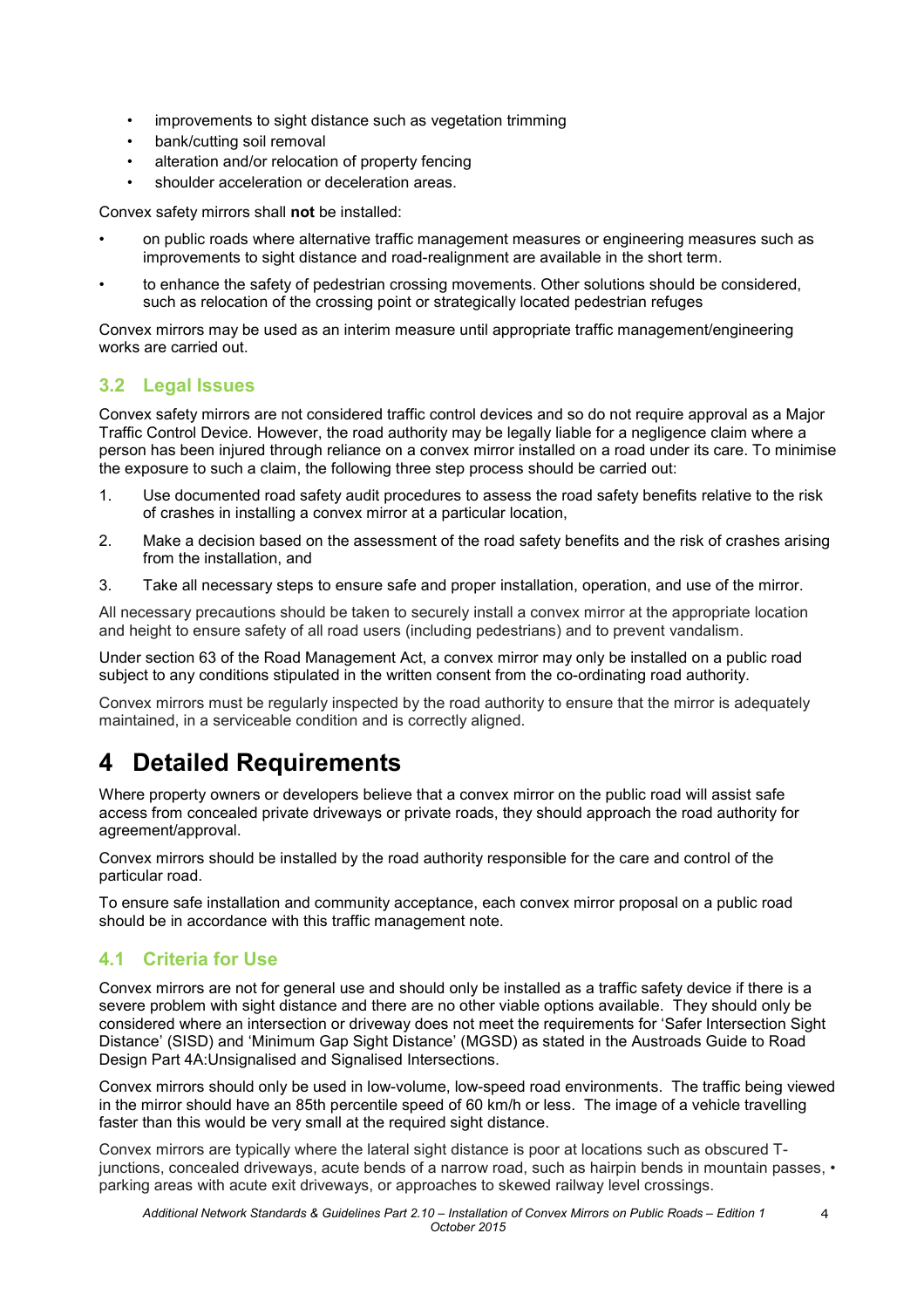- improvements to sight distance such as vegetation trimming
- bank/cutting soil removal
- alteration and/or relocation of property fencing
- shoulder acceleration or deceleration areas.

Convex safety mirrors shall **not** be installed:

- on public roads where alternative traffic management measures or engineering measures such as improvements to sight distance and road-realignment are available in the short term.
- to enhance the safety of pedestrian crossing movements. Other solutions should be considered, such as relocation of the crossing point or strategically located pedestrian refuges

Convex mirrors may be used as an interim measure until appropriate traffic management/engineering works are carried out.

## 3.2 Legal Issues

Convex safety mirrors are not considered traffic control devices and so do not require approval as a Major Traffic Control Device. However, the road authority may be legally liable for a negligence claim where a person has been injured through reliance on a convex mirror installed on a road under its care. To minimise the exposure to such a claim, the following three step process should be carried out:

1. Use documented road safety audit procedures to assess the road safety benefits relative to the risk of crashes in installing a convex mirror at a particular location,
2. Make a decision based on the assessment of the road safety benefits and the risk of crashes arising from the installation, and
3. Take all necessary steps to ensure safe and proper installation, operation, and use of the mirror.

All necessary precautions should be taken to securely install a convex mirror at the appropriate location and height to ensure safety of all road users (including pedestrians) and to prevent vandalism.

Under section 63 of the Road Management Act, a convex mirror may only be installed on a public road subject to any conditions stipulated in the written consent from the co-ordinating road authority.

Convex mirrors must be regularly inspected by the road authority to ensure that the mirror is adequately maintained, in a serviceable condition and is correctly aligned.

# 4 Detailed Requirements

Where property owners or developers believe that a convex mirror on the public road will assist safe access from concealed private driveways or private roads, they should approach the road authority for agreement/approval.

Convex mirrors should be installed by the road authority responsible for the care and control of the particular road.

To ensure safe installation and community acceptance, each convex mirror proposal on a public road should be in accordance with this traffic management note.

## 4.1 Criteria for Use

Convex mirrors are not for general use and should only be installed as a traffic safety device if there is a severe problem with sight distance and there are no other viable options available. They should only be considered where an intersection or driveway does not meet the requirements for 'Safer Intersection Sight Distance' (SISD) and 'Minimum Gap Sight Distance' (MGSD) as stated in the Austroads Guide to Road Design Part 4A:Unsignalised and Signalised Intersections.

Convex mirrors should only be used in low-volume, low-speed road environments. The traffic being viewed in the mirror should have an 85th percentile speed of 60 km/h or less. The image of a vehicle travelling faster than this would be very small at the required sight distance.

Convex mirrors are typically where the lateral sight distance is poor at locations such as obscured T-junctions, concealed driveways, acute bends of a narrow road, such as hairpin bends in mountain passes, • parking areas with acute exit driveways, or approaches to skewed railway level crossings.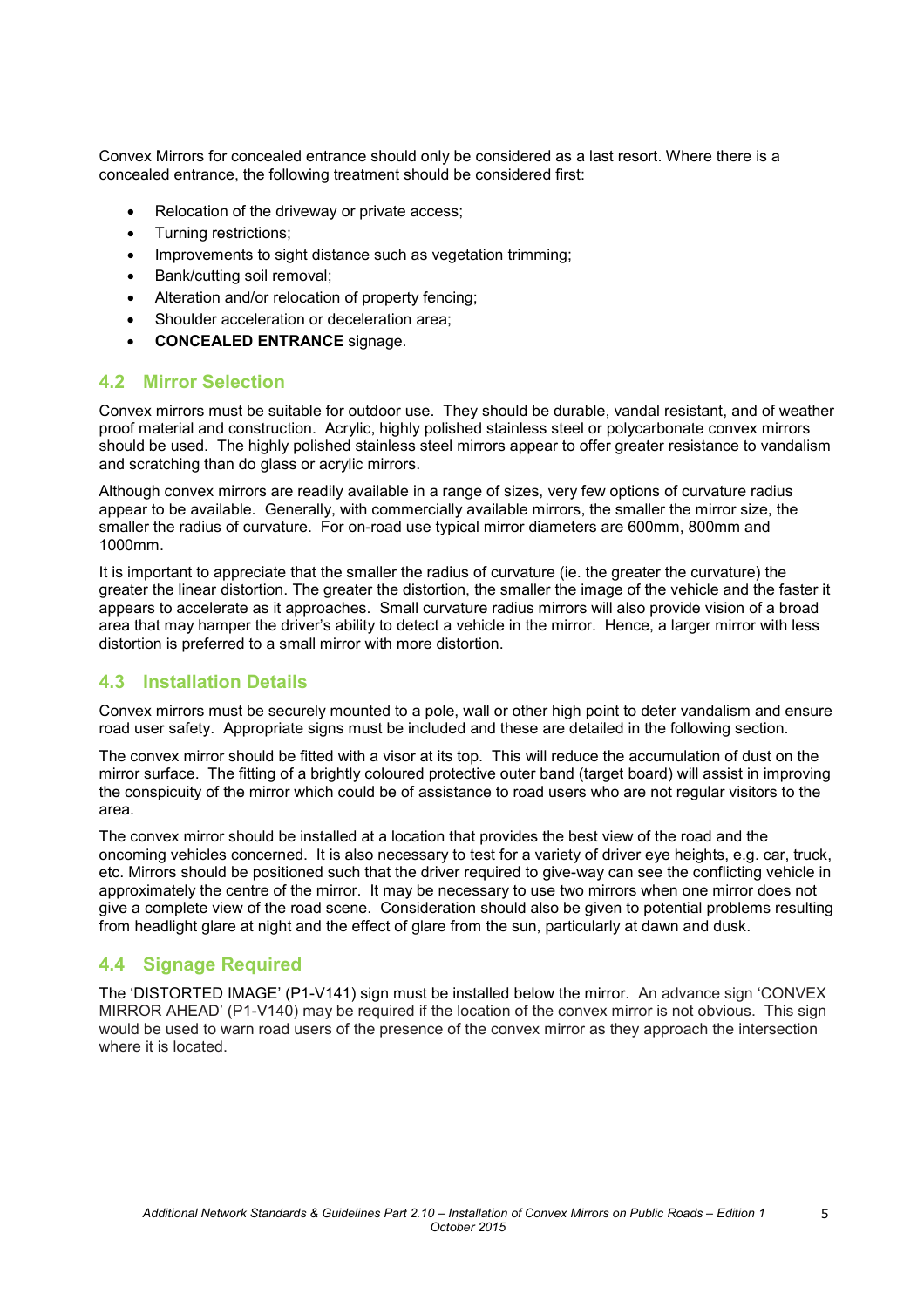Convex Mirrors for concealed entrance should only be considered as a last resort. Where there is a concealed entrance, the following treatment should be considered first:

- Relocation of the driveway or private access;
- Turning restrictions;
- Improvements to sight distance such as vegetation trimming;
- Bank/cutting soil removal;
- Alteration and/or relocation of property fencing;
- Shoulder acceleration or deceleration area;
- **CONCEALED ENTRANCE** signage.

## 4.2 Mirror Selection

Convex mirrors must be suitable for outdoor use. They should be durable, vandal resistant, and of weather proof material and construction. Acrylic, highly polished stainless steel or polycarbonate convex mirrors should be used. The highly polished stainless steel mirrors appear to offer greater resistance to vandalism and scratching than do glass or acrylic mirrors.

Although convex mirrors are readily available in a range of sizes, very few options of curvature radius appear to be available. Generally, with commercially available mirrors, the smaller the mirror size, the smaller the radius of curvature. For on-road use typical mirror diameters are 600mm, 800mm and 1000mm.

It is important to appreciate that the smaller the radius of curvature (ie. the greater the curvature) the greater the linear distortion. The greater the distortion, the smaller the image of the vehicle and the faster it appears to accelerate as it approaches. Small curvature radius mirrors will also provide vision of a broad area that may hamper the driver's ability to detect a vehicle in the mirror. Hence, a larger mirror with less distortion is preferred to a small mirror with more distortion.

## 4.3 Installation Details

Convex mirrors must be securely mounted to a pole, wall or other high point to deter vandalism and ensure road user safety. Appropriate signs must be included and these are detailed in the following section.

The convex mirror should be fitted with a visor at its top. This will reduce the accumulation of dust on the mirror surface. The fitting of a brightly coloured protective outer band (target board) will assist in improving the conspicuity of the mirror which could be of assistance to road users who are not regular visitors to the area.

The convex mirror should be installed at a location that provides the best view of the road and the oncoming vehicles concerned. It is also necessary to test for a variety of driver eye heights, e.g. car, truck, etc. Mirrors should be positioned such that the driver required to give-way can see the conflicting vehicle in approximately the centre of the mirror. It may be necessary to use two mirrors when one mirror does not give a complete view of the road scene. Consideration should also be given to potential problems resulting from headlight glare at night and the effect of glare from the sun, particularly at dawn and dusk.

## 4.4 Signage Required

The 'DISTORTED IMAGE' (P1-V141) sign must be installed below the mirror. An advance sign 'CONVEX MIRROR AHEAD' (P1-V140) may be required if the location of the convex mirror is not obvious. This sign would be used to warn road users of the presence of the convex mirror as they approach the intersection where it is located.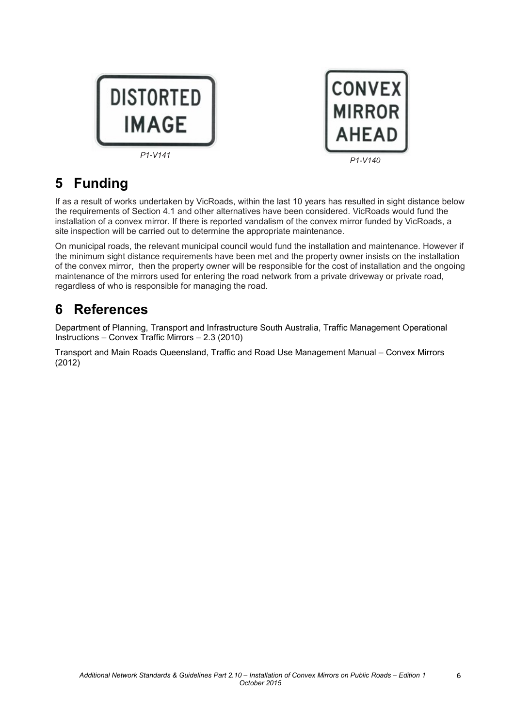DISTORTED IMAGE

*P1-V141*

CONVEX MIRROR AHEAD

*P1-V140*

# 5 Funding

If as a result of works undertaken by VicRoads, within the last 10 years has resulted in sight distance below the requirements of Section 4.1 and other alternatives have been considered. VicRoads would fund the installation of a convex mirror. If there is reported vandalism of the convex mirror funded by VicRoads, a site inspection will be carried out to determine the appropriate maintenance.

On municipal roads, the relevant municipal council would fund the installation and maintenance. However if the minimum sight distance requirements have been met and the property owner insists on the installation of the convex mirror, then the property owner will be responsible for the cost of installation and the ongoing maintenance of the mirrors used for entering the road network from a private driveway or private road, regardless of who is responsible for managing the road.

# 6 References

Department of Planning, Transport and Infrastructure South Australia, Traffic Management Operational Instructions – Convex Traffic Mirrors – 2.3 (2010)

Transport and Main Roads Queensland, Traffic and Road Use Management Manual – Convex Mirrors (2012)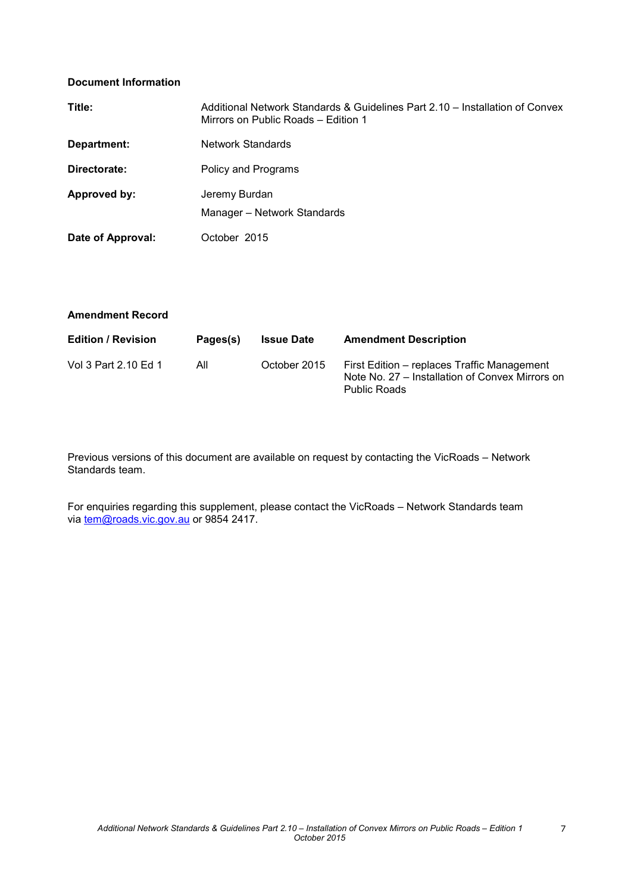**Document Information**

| | |
|---|---|
| **Title:** | Additional Network Standards & Guidelines Part 2.10 – Installation of Convex Mirrors on Public Roads – Edition 1 |
| **Department:** | Network Standards |
| **Directorate:** | Policy and Programs |
| **Approved by:** | Jeremy Burdan<br>Manager – Network Standards |
| **Date of Approval:** | October 2015 |

**Amendment Record**

| **Edition / Revision** | **Pages(s)** | **Issue Date** | **Amendment Description** |
|---|---|---|---|
| Vol 3 Part 2.10 Ed 1 | All | October 2015 | First Edition – replaces Traffic Management Note No. 27 – Installation of Convex Mirrors on Public Roads |

Previous versions of this document are available on request by contacting the VicRoads – Network Standards team.

For enquiries regarding this supplement, please contact the VicRoads – Network Standards team via tem@roads.vic.gov.au or 9854 2417.